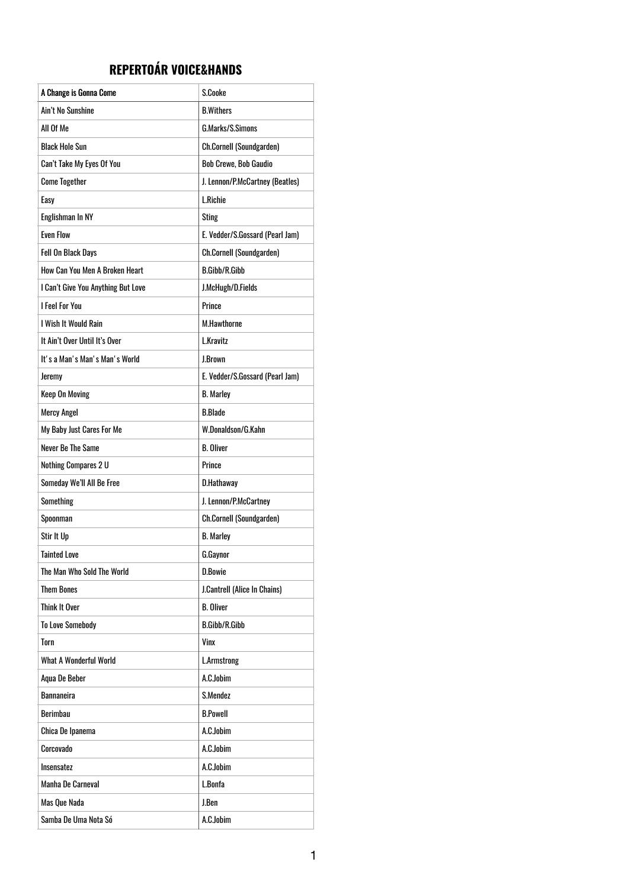# REPERTOÁR VOICE&HANDS

| A Change is Gonna Come | S.Cooke |
|---|---|
| Ain't No Sunshine | B.Withers |
| All Of Me | G.Marks/S.Simons |
| Black Hole Sun | Ch.Cornell (Soundgarden) |
| Can't Take My Eyes Of You | Bob Crewe, Bob Gaudio |
| Come Together | J. Lennon/P.McCartney (Beatles) |
| Easy | L.Richie |
| Englishman In NY | Sting |
| Even Flow | E. Vedder/S.Gossard (Pearl Jam) |
| Fell On Black Days | Ch.Cornell (Soundgarden) |
| How Can You Men A Broken Heart | B.Gibb/R.Gibb |
| I Can't Give You Anything But Love | J.McHugh/D.Fields |
| I Feel For You | Prince |
| I Wish It Would Rain | M.Hawthorne |
| It Ain't Over Until It's Over | L.Kravitz |
| It' s a Man' s Man' s Man' s World | J.Brown |
| Jeremy | E. Vedder/S.Gossard (Pearl Jam) |
| Keep On Moving | B. Marley |
| Mercy Angel | B.Blade |
| My Baby Just Cares For Me | W.Donaldson/G.Kahn |
| Never Be The Same | B. Oliver |
| Nothing Compares 2 U | Prince |
| Someday We'll All Be Free | D.Hathaway |
| Something | J. Lennon/P.McCartney |
| Spoonman | Ch.Cornell (Soundgarden) |
| Stir It Up | B. Marley |
| Tainted Love | G.Gaynor |
| The Man Who Sold The World | D.Bowie |
| Them Bones | J.Cantrell (Alice In Chains) |
| Think It Over | B. Oliver |
| To Love Somebody | B.Gibb/R.Gibb |
| Torn | Vinx |
| What A Wonderful World | L.Armstrong |
| Aqua De Beber | A.C.Jobim |
| Bannaneira | S.Mendez |
| Berimbau | B.Powell |
| Chica De Ipanema | A.C.Jobim |
| Corcovado | A.C.Jobim |
| Insensatez | A.C.Jobim |
| Manha De Carneval | L.Bonfa |
| Mas Que Nada | J.Ben |
| Samba De Uma Nota Só | A.C.Jobim |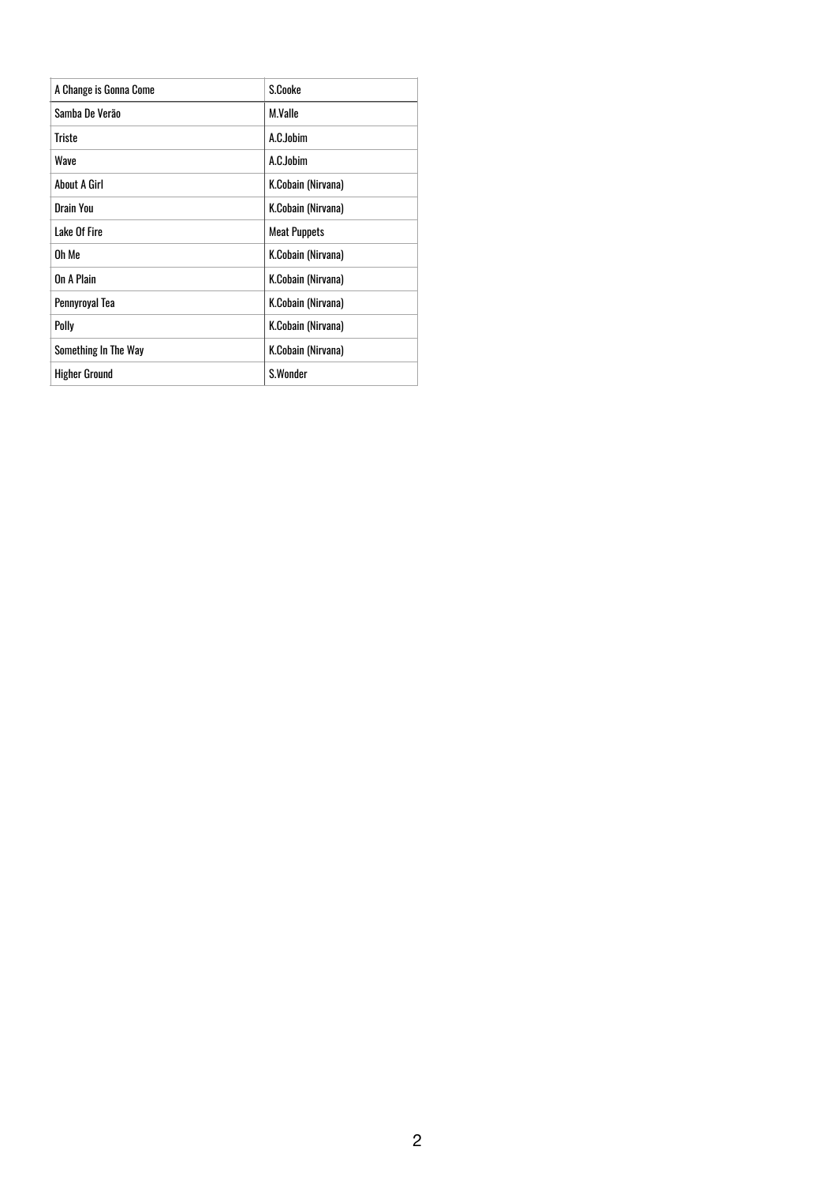| | |
|---|---|
| A Change is Gonna Come | S.Cooke |
| Samba De Verão | M.Valle |
| Triste | A.C.Jobim |
| Wave | A.C.Jobim |
| About A Girl | K.Cobain (Nirvana) |
| Drain You | K.Cobain (Nirvana) |
| Lake Of Fire | Meat Puppets |
| Oh Me | K.Cobain (Nirvana) |
| On A Plain | K.Cobain (Nirvana) |
| Pennyroyal Tea | K.Cobain (Nirvana) |
| Polly | K.Cobain (Nirvana) |
| Something In The Way | K.Cobain (Nirvana) |
| Higher Ground | S.Wonder |